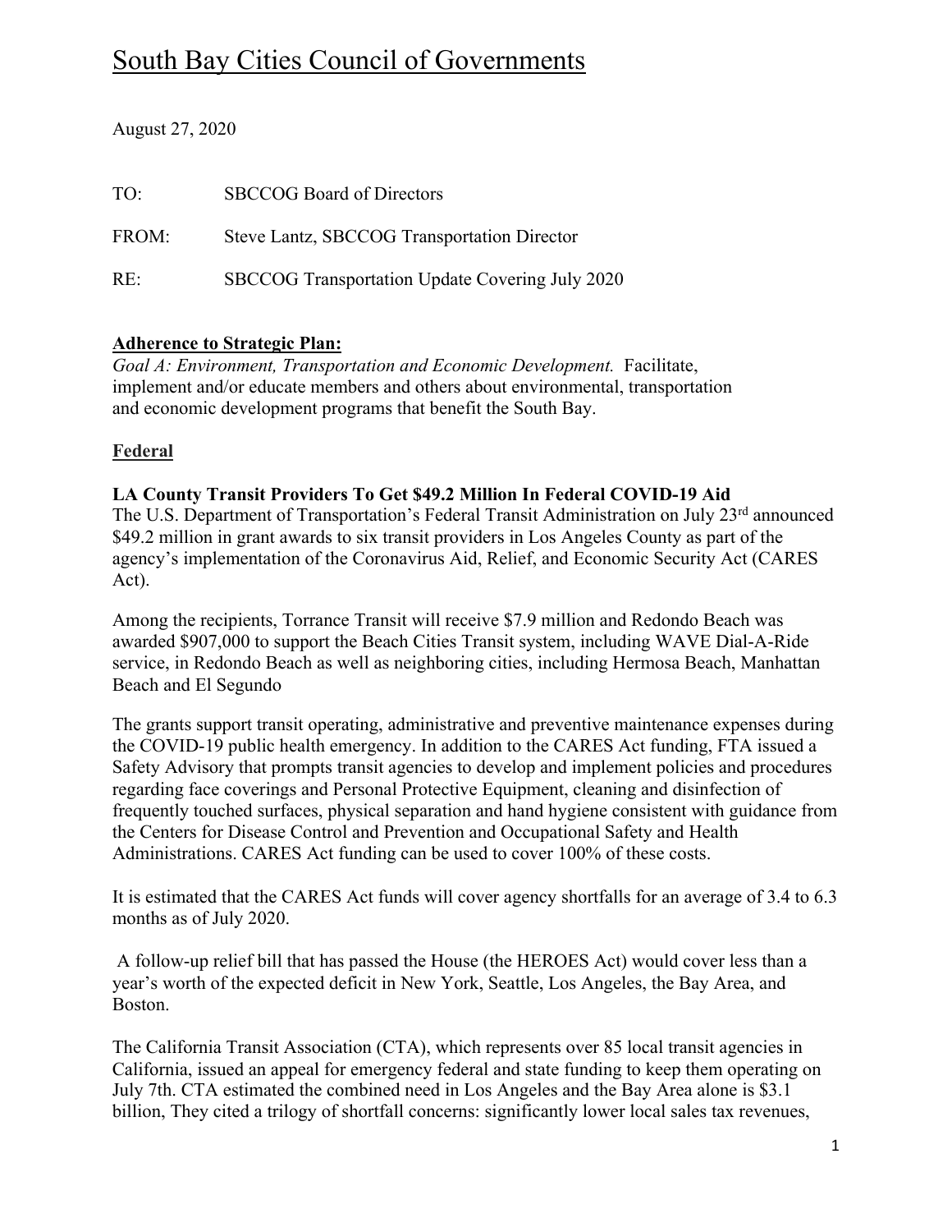# South Bay Cities Council of Governments

August 27, 2020

TO: SBCCOG Board of Directors

FROM: Steve Lantz, SBCCOG Transportation Director

RE: SBCCOG Transportation Update Covering July 2020

**Adherence to Strategic Plan:**

*Goal A: Environment, Transportation and Economic Development.* Facilitate, implement and/or educate members and others about environmental, transportation and economic development programs that benefit the South Bay.

## Federal

### LA County Transit Providers To Get $49.2 Million In Federal COVID-19 Aid

The U.S. Department of Transportation's Federal Transit Administration on July 23rd announced $49.2 million in grant awards to six transit providers in Los Angeles County as part of the agency's implementation of the Coronavirus Aid, Relief, and Economic Security Act (CARES Act).

Among the recipients, Torrance Transit will receive $7.9 million and Redondo Beach was awarded $907,000 to support the Beach Cities Transit system, including WAVE Dial-A-Ride service, in Redondo Beach as well as neighboring cities, including Hermosa Beach, Manhattan Beach and El Segundo

The grants support transit operating, administrative and preventive maintenance expenses during the COVID-19 public health emergency. In addition to the CARES Act funding, FTA issued a Safety Advisory that prompts transit agencies to develop and implement policies and procedures regarding face coverings and Personal Protective Equipment, cleaning and disinfection of frequently touched surfaces, physical separation and hand hygiene consistent with guidance from the Centers for Disease Control and Prevention and Occupational Safety and Health Administrations. CARES Act funding can be used to cover 100% of these costs.

It is estimated that the CARES Act funds will cover agency shortfalls for an average of 3.4 to 6.3 months as of July 2020.

A follow-up relief bill that has passed the House (the HEROES Act) would cover less than a year's worth of the expected deficit in New York, Seattle, Los Angeles, the Bay Area, and Boston.

The California Transit Association (CTA), which represents over 85 local transit agencies in California, issued an appeal for emergency federal and state funding to keep them operating on July 7th. CTA estimated the combined need in Los Angeles and the Bay Area alone is $3.1 billion, They cited a trilogy of shortfall concerns: significantly lower local sales tax revenues,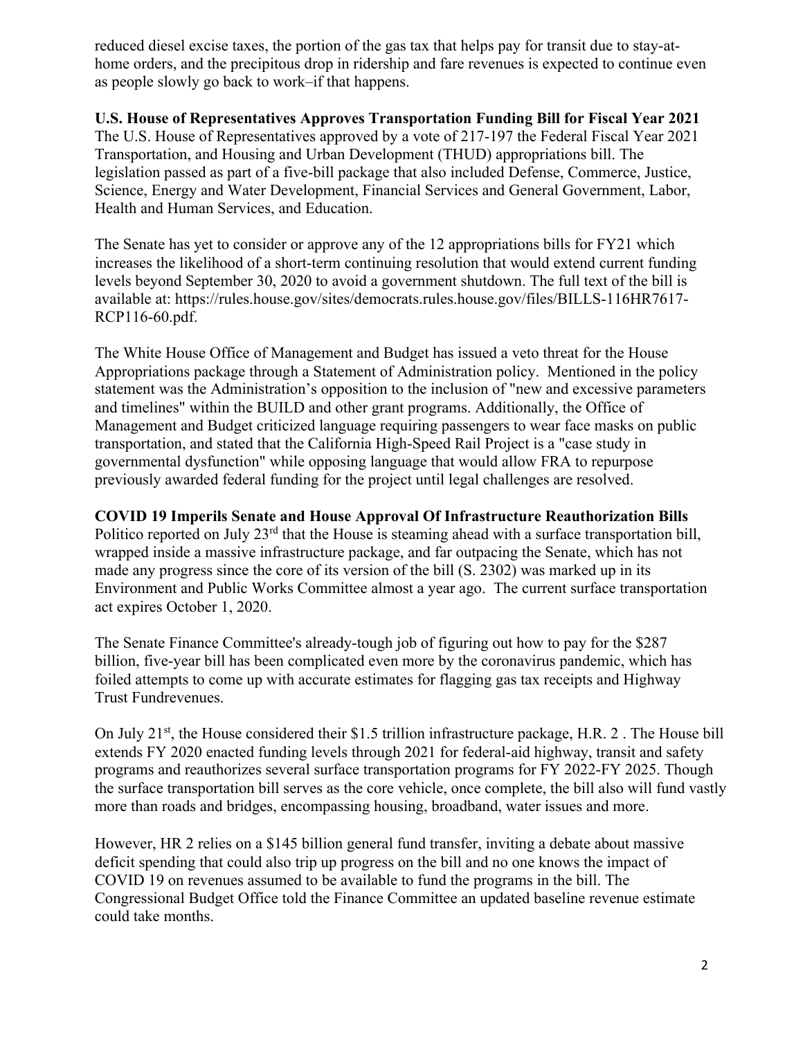reduced diesel excise taxes, the portion of the gas tax that helps pay for transit due to stay-at-home orders, and the precipitous drop in ridership and fare revenues is expected to continue even as people slowly go back to work–if that happens.

**U.S. House of Representatives Approves Transportation Funding Bill for Fiscal Year 2021**

The U.S. House of Representatives approved by a vote of 217-197 the Federal Fiscal Year 2021 Transportation, and Housing and Urban Development (THUD) appropriations bill. The legislation passed as part of a five-bill package that also included Defense, Commerce, Justice, Science, Energy and Water Development, Financial Services and General Government, Labor, Health and Human Services, and Education.

The Senate has yet to consider or approve any of the 12 appropriations bills for FY21 which increases the likelihood of a short-term continuing resolution that would extend current funding levels beyond September 30, 2020 to avoid a government shutdown. The full text of the bill is available at: https://rules.house.gov/sites/democrats.rules.house.gov/files/BILLS-116HR7617-RCP116-60.pdf.

The White House Office of Management and Budget has issued a veto threat for the House Appropriations package through a Statement of Administration policy. Mentioned in the policy statement was the Administration's opposition to the inclusion of "new and excessive parameters and timelines" within the BUILD and other grant programs. Additionally, the Office of Management and Budget criticized language requiring passengers to wear face masks on public transportation, and stated that the California High-Speed Rail Project is a "case study in governmental dysfunction" while opposing language that would allow FRA to repurpose previously awarded federal funding for the project until legal challenges are resolved.

**COVID 19 Imperils Senate and House Approval Of Infrastructure Reauthorization Bills**

Politico reported on July 23rd that the House is steaming ahead with a surface transportation bill, wrapped inside a massive infrastructure package, and far outpacing the Senate, which has not made any progress since the core of its version of the bill (S. 2302) was marked up in its Environment and Public Works Committee almost a year ago. The current surface transportation act expires October 1, 2020.

The Senate Finance Committee's already-tough job of figuring out how to pay for the $287 billion, five-year bill has been complicated even more by the coronavirus pandemic, which has foiled attempts to come up with accurate estimates for flagging gas tax receipts and Highway Trust Fundrevenues.

On July 21st, the House considered their $1.5 trillion infrastructure package, H.R. 2 . The House bill extends FY 2020 enacted funding levels through 2021 for federal-aid highway, transit and safety programs and reauthorizes several surface transportation programs for FY 2022-FY 2025. Though the surface transportation bill serves as the core vehicle, once complete, the bill also will fund vastly more than roads and bridges, encompassing housing, broadband, water issues and more.

However, HR 2 relies on a $145 billion general fund transfer, inviting a debate about massive deficit spending that could also trip up progress on the bill and no one knows the impact of COVID 19 on revenues assumed to be available to fund the programs in the bill. The Congressional Budget Office told the Finance Committee an updated baseline revenue estimate could take months.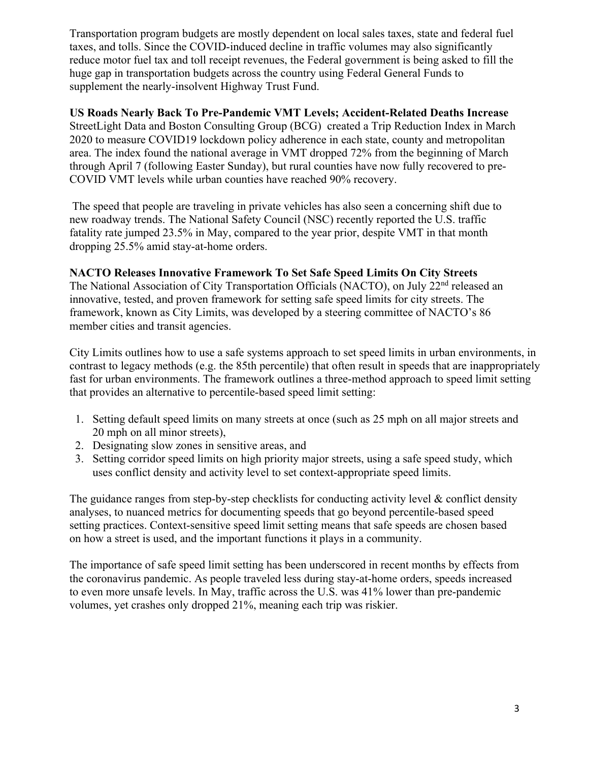Transportation program budgets are mostly dependent on local sales taxes, state and federal fuel taxes, and tolls. Since the COVID-induced decline in traffic volumes may also significantly reduce motor fuel tax and toll receipt revenues, the Federal government is being asked to fill the huge gap in transportation budgets across the country using Federal General Funds to supplement the nearly-insolvent Highway Trust Fund.

**US Roads Nearly Back To Pre-Pandemic VMT Levels; Accident-Related Deaths Increase**

StreetLight Data and Boston Consulting Group (BCG) created a Trip Reduction Index in March 2020 to measure COVID19 lockdown policy adherence in each state, county and metropolitan area. The index found the national average in VMT dropped 72% from the beginning of March through April 7 (following Easter Sunday), but rural counties have now fully recovered to pre-COVID VMT levels while urban counties have reached 90% recovery.

The speed that people are traveling in private vehicles has also seen a concerning shift due to new roadway trends. The National Safety Council (NSC) recently reported the U.S. traffic fatality rate jumped 23.5% in May, compared to the year prior, despite VMT in that month dropping 25.5% amid stay-at-home orders.

**NACTO Releases Innovative Framework To Set Safe Speed Limits On City Streets**

The National Association of City Transportation Officials (NACTO), on July 22nd released an innovative, tested, and proven framework for setting safe speed limits for city streets. The framework, known as City Limits, was developed by a steering committee of NACTO's 86 member cities and transit agencies.

City Limits outlines how to use a safe systems approach to set speed limits in urban environments, in contrast to legacy methods (e.g. the 85th percentile) that often result in speeds that are inappropriately fast for urban environments. The framework outlines a three-method approach to speed limit setting that provides an alternative to percentile-based speed limit setting:

1. Setting default speed limits on many streets at once (such as 25 mph on all major streets and 20 mph on all minor streets),
2. Designating slow zones in sensitive areas, and
3. Setting corridor speed limits on high priority major streets, using a safe speed study, which uses conflict density and activity level to set context-appropriate speed limits.

The guidance ranges from step-by-step checklists for conducting activity level & conflict density analyses, to nuanced metrics for documenting speeds that go beyond percentile-based speed setting practices. Context-sensitive speed limit setting means that safe speeds are chosen based on how a street is used, and the important functions it plays in a community.

The importance of safe speed limit setting has been underscored in recent months by effects from the coronavirus pandemic. As people traveled less during stay-at-home orders, speeds increased to even more unsafe levels. In May, traffic across the U.S. was 41% lower than pre-pandemic volumes, yet crashes only dropped 21%, meaning each trip was riskier.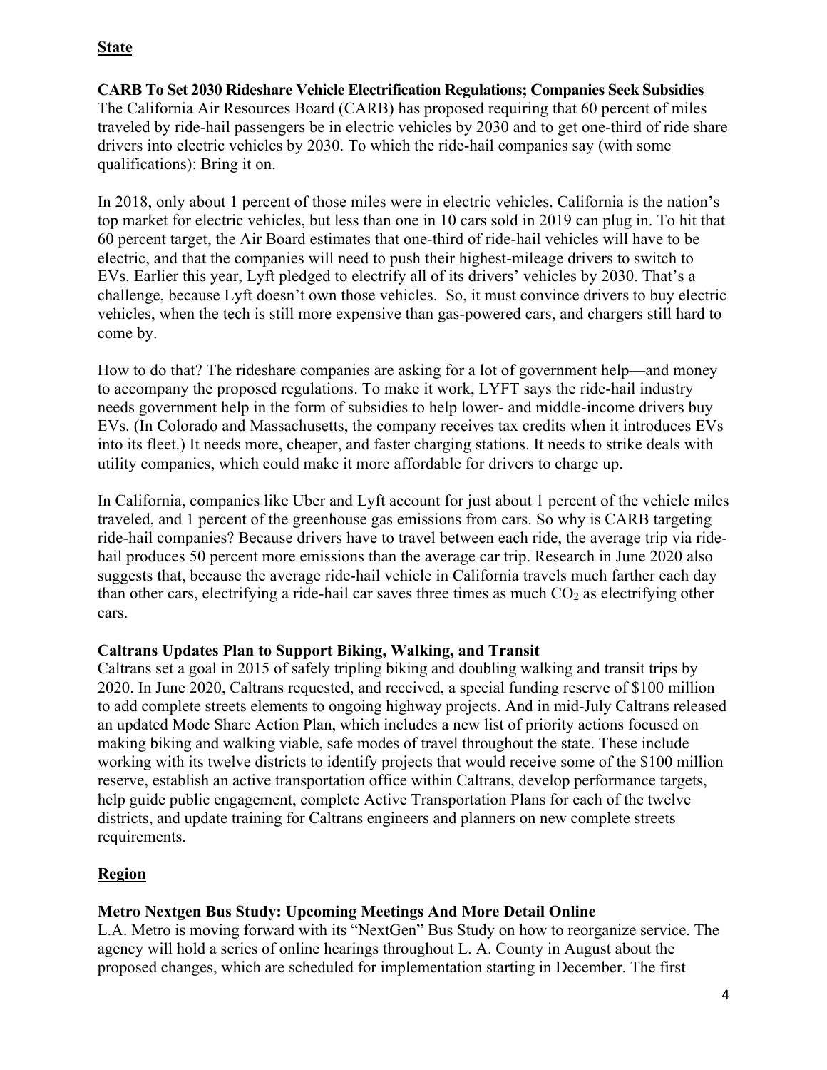## State

### CARB To Set 2030 Rideshare Vehicle Electrification Regulations; Companies Seek Subsidies

The California Air Resources Board (CARB) has proposed requiring that 60 percent of miles traveled by ride-hail passengers be in electric vehicles by 2030 and to get one-third of ride share drivers into electric vehicles by 2030. To which the ride-hail companies say (with some qualifications): Bring it on.

In 2018, only about 1 percent of those miles were in electric vehicles. California is the nation's top market for electric vehicles, but less than one in 10 cars sold in 2019 can plug in. To hit that 60 percent target, the Air Board estimates that one-third of ride-hail vehicles will have to be electric, and that the companies will need to push their highest-mileage drivers to switch to EVs. Earlier this year, Lyft pledged to electrify all of its drivers' vehicles by 2030. That's a challenge, because Lyft doesn't own those vehicles. So, it must convince drivers to buy electric vehicles, when the tech is still more expensive than gas-powered cars, and chargers still hard to come by.

How to do that? The rideshare companies are asking for a lot of government help—and money to accompany the proposed regulations. To make it work, LYFT says the ride-hail industry needs government help in the form of subsidies to help lower- and middle-income drivers buy EVs. (In Colorado and Massachusetts, the company receives tax credits when it introduces EVs into its fleet.) It needs more, cheaper, and faster charging stations. It needs to strike deals with utility companies, which could make it more affordable for drivers to charge up.

In California, companies like Uber and Lyft account for just about 1 percent of the vehicle miles traveled, and 1 percent of the greenhouse gas emissions from cars. So why is CARB targeting ride-hail companies? Because drivers have to travel between each ride, the average trip via ride-hail produces 50 percent more emissions than the average car trip. Research in June 2020 also suggests that, because the average ride-hail vehicle in California travels much farther each day than other cars, electrifying a ride-hail car saves three times as much $CO_2$ as electrifying other cars.

### Caltrans Updates Plan to Support Biking, Walking, and Transit

Caltrans set a goal in 2015 of safely tripling biking and doubling walking and transit trips by 2020. In June 2020, Caltrans requested, and received, a special funding reserve of $100 million to add complete streets elements to ongoing highway projects. And in mid-July Caltrans released an updated Mode Share Action Plan, which includes a new list of priority actions focused on making biking and walking viable, safe modes of travel throughout the state. These include working with its twelve districts to identify projects that would receive some of the $100 million reserve, establish an active transportation office within Caltrans, develop performance targets, help guide public engagement, complete Active Transportation Plans for each of the twelve districts, and update training for Caltrans engineers and planners on new complete streets requirements.

## Region

### Metro Nextgen Bus Study: Upcoming Meetings And More Detail Online

L.A. Metro is moving forward with its "NextGen" Bus Study on how to reorganize service. The agency will hold a series of online hearings throughout L. A. County in August about the proposed changes, which are scheduled for implementation starting in December. The first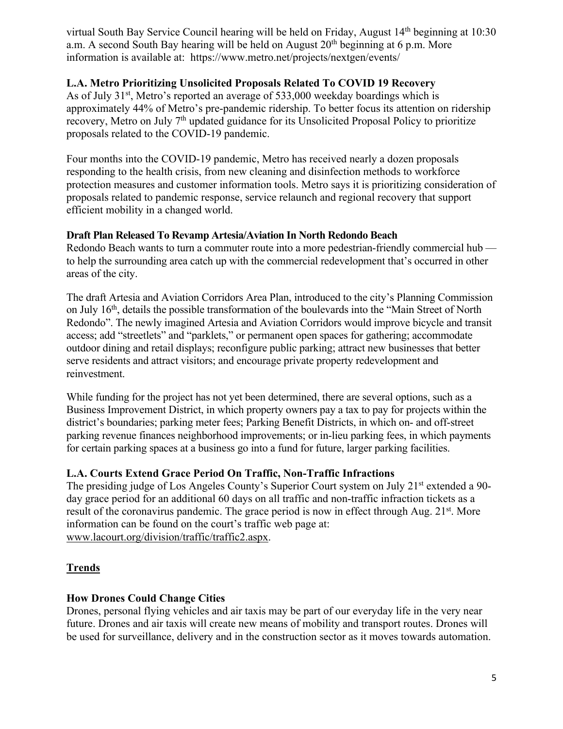virtual South Bay Service Council hearing will be held on Friday, August 14th beginning at 10:30 a.m. A second South Bay hearing will be held on August 20th beginning at 6 p.m. More information is available at: https://www.metro.net/projects/nextgen/events/

**L.A. Metro Prioritizing Unsolicited Proposals Related To COVID 19 Recovery**

As of July 31st, Metro's reported an average of 533,000 weekday boardings which is approximately 44% of Metro's pre-pandemic ridership. To better focus its attention on ridership recovery, Metro on July 7th updated guidance for its Unsolicited Proposal Policy to prioritize proposals related to the COVID-19 pandemic.

Four months into the COVID-19 pandemic, Metro has received nearly a dozen proposals responding to the health crisis, from new cleaning and disinfection methods to workforce protection measures and customer information tools. Metro says it is prioritizing consideration of proposals related to pandemic response, service relaunch and regional recovery that support efficient mobility in a changed world.

**Draft Plan Released To Revamp Artesia/Aviation In North Redondo Beach**

Redondo Beach wants to turn a commuter route into a more pedestrian-friendly commercial hub — to help the surrounding area catch up with the commercial redevelopment that's occurred in other areas of the city.

The draft Artesia and Aviation Corridors Area Plan, introduced to the city's Planning Commission on July 16th, details the possible transformation of the boulevards into the "Main Street of North Redondo". The newly imagined Artesia and Aviation Corridors would improve bicycle and transit access; add "streetlets" and "parklets," or permanent open spaces for gathering; accommodate outdoor dining and retail displays; reconfigure public parking; attract new businesses that better serve residents and attract visitors; and encourage private property redevelopment and reinvestment.

While funding for the project has not yet been determined, there are several options, such as a Business Improvement District, in which property owners pay a tax to pay for projects within the district's boundaries; parking meter fees; Parking Benefit Districts, in which on- and off-street parking revenue finances neighborhood improvements; or in-lieu parking fees, in which payments for certain parking spaces at a business go into a fund for future, larger parking facilities.

**L.A. Courts Extend Grace Period On Traffic, Non-Traffic Infractions**

The presiding judge of Los Angeles County's Superior Court system on July 21st extended a 90-day grace period for an additional 60 days on all traffic and non-traffic infraction tickets as a result of the coronavirus pandemic. The grace period is now in effect through Aug. 21st. More information can be found on the court's traffic web page at: www.lacourt.org/division/traffic/traffic2.aspx.

## Trends

**How Drones Could Change Cities**

Drones, personal flying vehicles and air taxis may be part of our everyday life in the very near future. Drones and air taxis will create new means of mobility and transport routes. Drones will be used for surveillance, delivery and in the construction sector as it moves towards automation.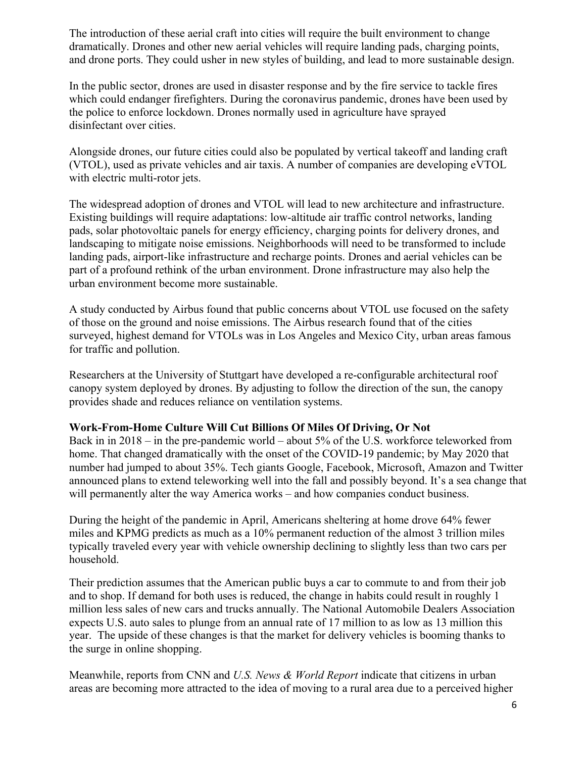The introduction of these aerial craft into cities will require the built environment to change dramatically. Drones and other new aerial vehicles will require landing pads, charging points, and drone ports. They could usher in new styles of building, and lead to more sustainable design.

In the public sector, drones are used in disaster response and by the fire service to tackle fires which could endanger firefighters. During the coronavirus pandemic, drones have been used by the police to enforce lockdown. Drones normally used in agriculture have sprayed disinfectant over cities.

Alongside drones, our future cities could also be populated by vertical takeoff and landing craft (VTOL), used as private vehicles and air taxis. A number of companies are developing eVTOL with electric multi-rotor jets.

The widespread adoption of drones and VTOL will lead to new architecture and infrastructure. Existing buildings will require adaptations: low-altitude air traffic control networks, landing pads, solar photovoltaic panels for energy efficiency, charging points for delivery drones, and landscaping to mitigate noise emissions. Neighborhoods will need to be transformed to include landing pads, airport-like infrastructure and recharge points. Drones and aerial vehicles can be part of a profound rethink of the urban environment. Drone infrastructure may also help the urban environment become more sustainable.

A study conducted by Airbus found that public concerns about VTOL use focused on the safety of those on the ground and noise emissions. The Airbus research found that of the cities surveyed, highest demand for VTOLs was in Los Angeles and Mexico City, urban areas famous for traffic and pollution.

Researchers at the University of Stuttgart have developed a re-configurable architectural roof canopy system deployed by drones. By adjusting to follow the direction of the sun, the canopy provides shade and reduces reliance on ventilation systems.

**Work-From-Home Culture Will Cut Billions Of Miles Of Driving, Or Not**

Back in in 2018 – in the pre-pandemic world – about 5% of the U.S. workforce teleworked from home. That changed dramatically with the onset of the COVID-19 pandemic; by May 2020 that number had jumped to about 35%. Tech giants Google, Facebook, Microsoft, Amazon and Twitter announced plans to extend teleworking well into the fall and possibly beyond. It's a sea change that will permanently alter the way America works – and how companies conduct business.

During the height of the pandemic in April, Americans sheltering at home drove 64% fewer miles and KPMG predicts as much as a 10% permanent reduction of the almost 3 trillion miles typically traveled every year with vehicle ownership declining to slightly less than two cars per household.

Their prediction assumes that the American public buys a car to commute to and from their job and to shop. If demand for both uses is reduced, the change in habits could result in roughly 1 million less sales of new cars and trucks annually. The National Automobile Dealers Association expects U.S. auto sales to plunge from an annual rate of 17 million to as low as 13 million this year. The upside of these changes is that the market for delivery vehicles is booming thanks to the surge in online shopping.

Meanwhile, reports from CNN and *U.S. News & World Report* indicate that citizens in urban areas are becoming more attracted to the idea of moving to a rural area due to a perceived higher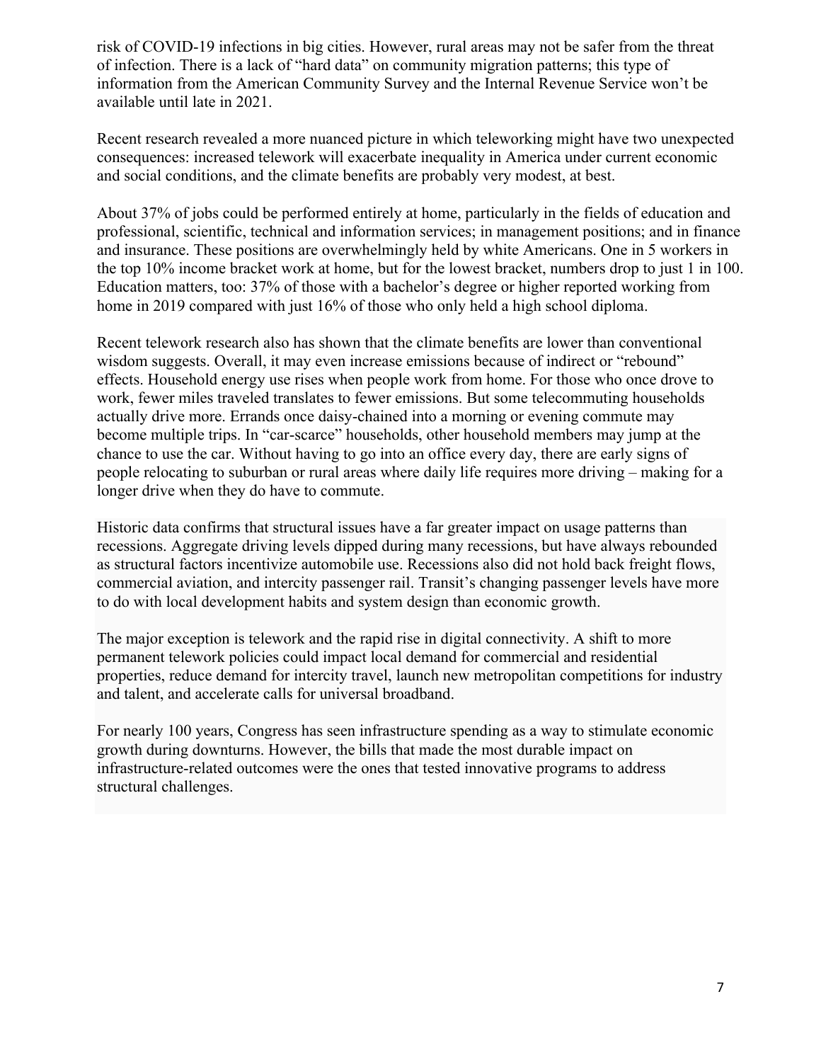risk of COVID-19 infections in big cities. However, rural areas may not be safer from the threat of infection. There is a lack of "hard data" on community migration patterns; this type of information from the American Community Survey and the Internal Revenue Service won't be available until late in 2021.

Recent research revealed a more nuanced picture in which teleworking might have two unexpected consequences: increased telework will exacerbate inequality in America under current economic and social conditions, and the climate benefits are probably very modest, at best.

About 37% of jobs could be performed entirely at home, particularly in the fields of education and professional, scientific, technical and information services; in management positions; and in finance and insurance. These positions are overwhelmingly held by white Americans. One in 5 workers in the top 10% income bracket work at home, but for the lowest bracket, numbers drop to just 1 in 100. Education matters, too: 37% of those with a bachelor's degree or higher reported working from home in 2019 compared with just 16% of those who only held a high school diploma.

Recent telework research also has shown that the climate benefits are lower than conventional wisdom suggests. Overall, it may even increase emissions because of indirect or "rebound" effects. Household energy use rises when people work from home. For those who once drove to work, fewer miles traveled translates to fewer emissions. But some telecommuting households actually drive more. Errands once daisy-chained into a morning or evening commute may become multiple trips. In "car-scarce" households, other household members may jump at the chance to use the car. Without having to go into an office every day, there are early signs of people relocating to suburban or rural areas where daily life requires more driving – making for a longer drive when they do have to commute.

Historic data confirms that structural issues have a far greater impact on usage patterns than recessions. Aggregate driving levels dipped during many recessions, but have always rebounded as structural factors incentivize automobile use. Recessions also did not hold back freight flows, commercial aviation, and intercity passenger rail. Transit's changing passenger levels have more to do with local development habits and system design than economic growth.

The major exception is telework and the rapid rise in digital connectivity. A shift to more permanent telework policies could impact local demand for commercial and residential properties, reduce demand for intercity travel, launch new metropolitan competitions for industry and talent, and accelerate calls for universal broadband.

For nearly 100 years, Congress has seen infrastructure spending as a way to stimulate economic growth during downturns. However, the bills that made the most durable impact on infrastructure-related outcomes were the ones that tested innovative programs to address structural challenges.